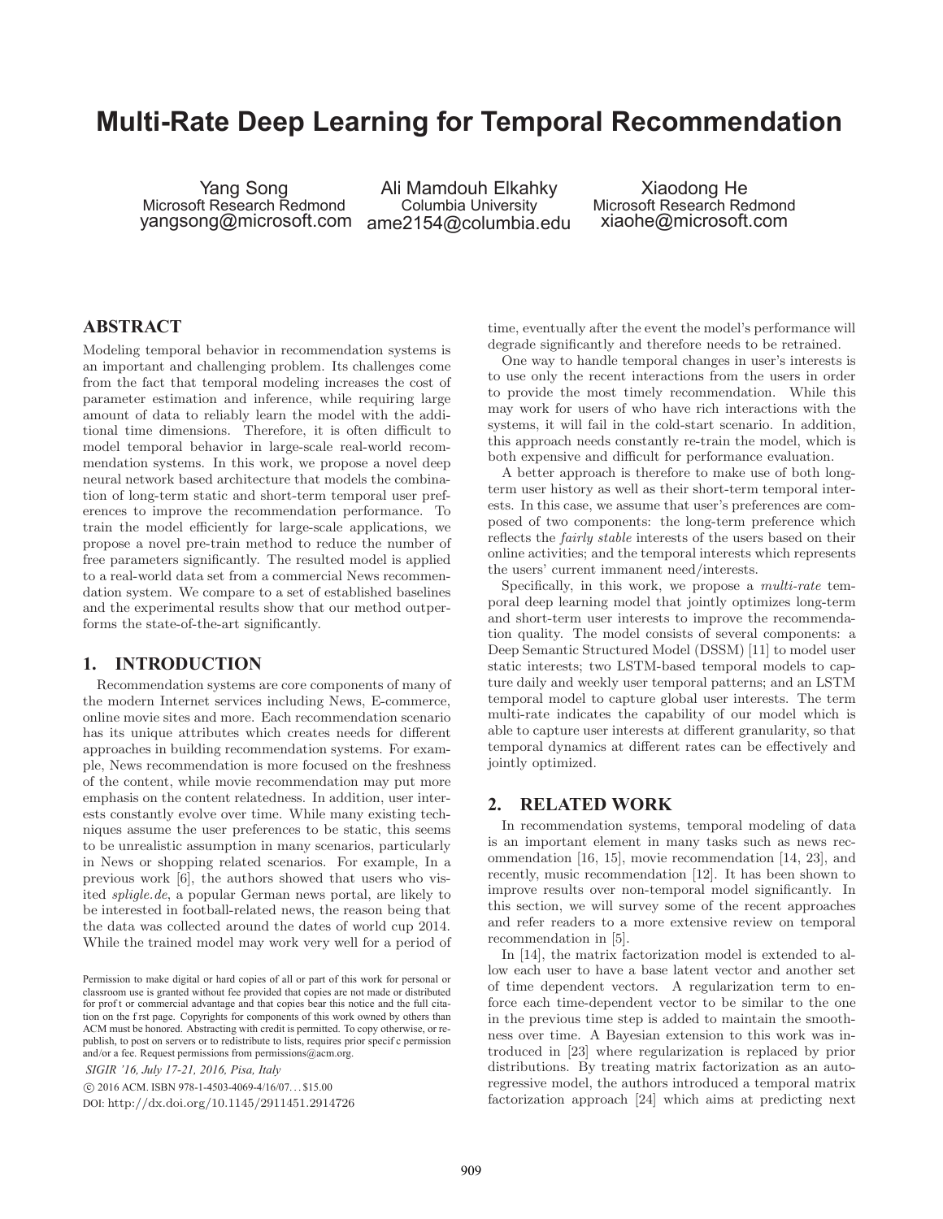# Multi-Rate Deep Learning for Temporal Recommendation

Yang Song
Microsoft Research Redmond
yangsong@microsoft.com

Ali Mamdouh Elkahky
Columbia University
ame2154@columbia.edu

Xiaodong He
Microsoft Research Redmond
xiaohe@microsoft.com

## ABSTRACT

Modeling temporal behavior in recommendation systems is an important and challenging problem. Its challenges come from the fact that temporal modeling increases the cost of parameter estimation and inference, while requiring large amount of data to reliably learn the model with the additional time dimensions. Therefore, it is often difficult to model temporal behavior in large-scale real-world recommendation systems. In this work, we propose a novel deep neural network based architecture that models the combination of long-term static and short-term temporal user preferences to improve the recommendation performance. To train the model efficiently for large-scale applications, we propose a novel pre-train method to reduce the number of free parameters significantly. The resulted model is applied to a real-world data set from a commercial News recommendation system. We compare to a set of established baselines and the experimental results show that our method outperforms the state-of-the-art significantly.

## 1. INTRODUCTION

Recommendation systems are core components of many of the modern Internet services including News, E-commerce, online movie sites and more. Each recommendation scenario has its unique attributes which creates needs for different approaches in building recommendation systems. For example, News recommendation is more focused on the freshness of the content, while movie recommendation may put more emphasis on the content relatedness. In addition, user interests constantly evolve over time. While many existing techniques assume the user preferences to be static, this seems to be unrealistic assumption in many scenarios, particularly in News or shopping related scenarios. For example, In a previous work [6], the authors showed that users who visited *spligle.de*, a popular German news portal, are likely to be interested in football-related news, the reason being that the data was collected around the dates of world cup 2014. While the trained model may work very well for a period of time, eventually after the event the model's performance will degrade significantly and therefore needs to be retrained.

One way to handle temporal changes in user's interests is to use only the recent interactions from the users in order to provide the most timely recommendation. While this may work for users of who have rich interactions with the systems, it will fail in the cold-start scenario. In addition, this approach needs constantly re-train the model, which is both expensive and difficult for performance evaluation.

A better approach is therefore to make use of both long-term user history as well as their short-term temporal interests. In this case, we assume that user's preferences are composed of two components: the long-term preference which reflects the *fairly stable* interests of the users based on their online activities; and the temporal interests which represents the users' current immanent need/interests.

Specifically, in this work, we propose a *multi-rate* temporal deep learning model that jointly optimizes long-term and short-term user interests to improve the recommendation quality. The model consists of several components: a Deep Semantic Structured Model (DSSM) [11] to model user static interests; two LSTM-based temporal models to capture daily and weekly user temporal patterns; and an LSTM temporal model to capture global user interests. The term multi-rate indicates the capability of our model which is able to capture user interests at different granularity, so that temporal dynamics at different rates can be effectively and jointly optimized.

## 2. RELATED WORK

In recommendation systems, temporal modeling of data is an important element in many tasks such as news recommendation [16, 15], movie recommendation [14, 23], and recently, music recommendation [12]. It has been shown to improve results over non-temporal model significantly. In this section, we will survey some of the recent approaches and refer readers to a more extensive review on temporal recommendation in [5].

In [14], the matrix factorization model is extended to allow each user to have a base latent vector and another set of time dependent vectors. A regularization term to enforce each time-dependent vector to be similar to the one in the previous time step is added to maintain the smoothness over time. A Bayesian extension to this work was introduced in [23] where regularization is replaced by prior distributions. By treating matrix factorization as an autoregressive model, the authors introduced a temporal matrix factorization approach [24] which aims at predicting next

Permission to make digital or hard copies of all or part of this work for personal or classroom use is granted without fee provided that copies are not made or distributed for profit or commercial advantage and that copies bear this notice and the full citation on the first page. Copyrights for components of this work owned by others than ACM must be honored. Abstracting with credit is permitted. To copy otherwise, or republish, to post on servers or to redistribute to lists, requires prior specific permission and/or a fee. Request permissions from permissions@acm.org.

*SIGIR '16, July 17-21, 2016, Pisa, Italy*

© 2016 ACM. ISBN 978-1-4503-4069-4/16/07...$15.00

DOI: http://dx.doi.org/10.1145/2911451.2914726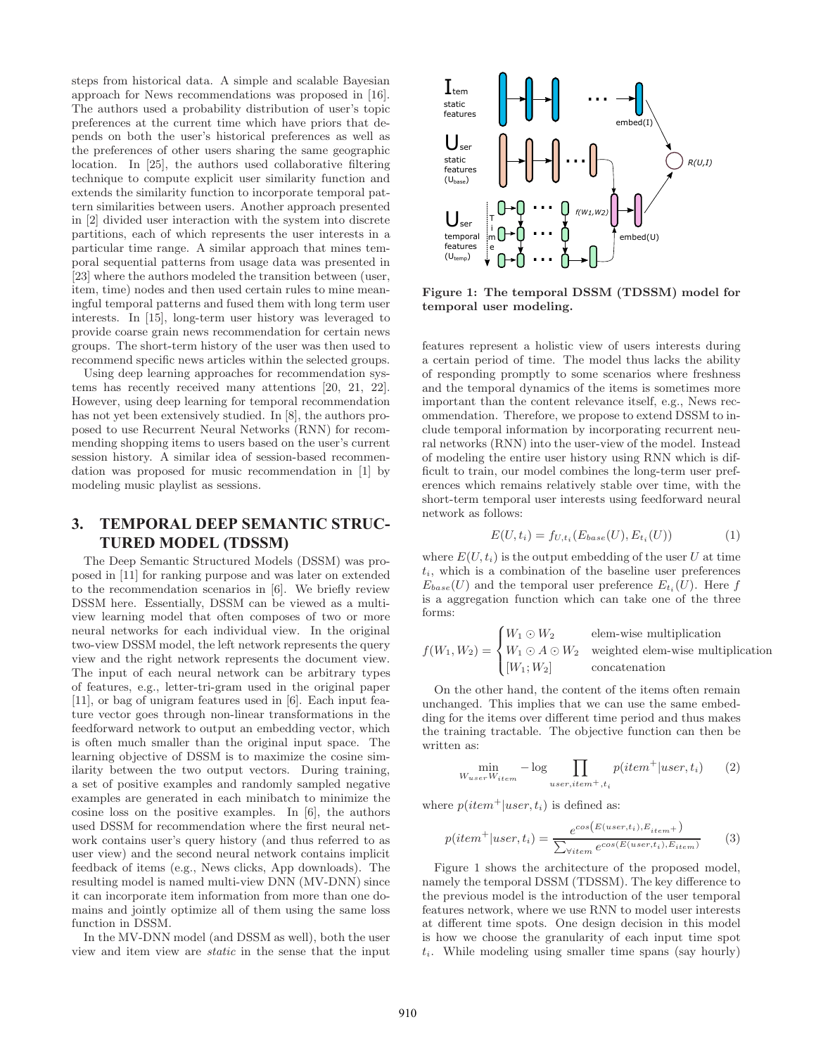steps from historical data. A simple and scalable Bayesian approach for News recommendations was proposed in [16]. The authors used a probability distribution of user's topic preferences at the current time which have priors that depends on both the user's historical preferences as well as the preferences of other users sharing the same geographic location. In [25], the authors used collaborative filtering technique to compute explicit user similarity function and extends the similarity function to incorporate temporal pattern similarities between users. Another approach presented in [2] divided user interaction with the system into discrete partitions, each of which represents the user interests in a particular time range. A similar approach that mines temporal sequential patterns from usage data was presented in [23] where the authors modeled the transition between (user, item, time) nodes and then used certain rules to mine meaningful temporal patterns and fused them with long term user interests. In [15], long-term user history was leveraged to provide coarse grain news recommendation for certain news groups. The short-term history of the user was then used to recommend specific news articles within the selected groups.

Using deep learning approaches for recommendation systems has recently received many attentions [20, 21, 22]. However, using deep learning for temporal recommendation has not yet been extensively studied. In [8], the authors proposed to use Recurrent Neural Networks (RNN) for recommending shopping items to users based on the user's current session history. A similar idea of session-based recommendation was proposed for music recommendation in [1] by modeling music playlist as sessions.

## 3. TEMPORAL DEEP SEMANTIC STRUCTURED MODEL (TDSSM)

The Deep Semantic Structured Models (DSSM) was proposed in [11] for ranking purpose and was later on extended to the recommendation scenarios in [6]. We briefly review DSSM here. Essentially, DSSM can be viewed as a multi-view learning model that often composes of two or more neural networks for each individual view. In the original two-view DSSM model, the left network represents the query view and the right network represents the document view. The input of each neural network can be arbitrary types of features, e.g., letter-tri-gram used in the original paper [11], or bag of unigram features used in [6]. Each input feature vector goes through non-linear transformations in the feedforward network to output an embedding vector, which is often much smaller than the original input space. The learning objective of DSSM is to maximize the cosine similarity between the two output vectors. During training, a set of positive examples and randomly sampled negative examples are generated in each minibatch to minimize the cosine loss on the positive examples. In [6], the authors used DSSM for recommendation where the first neural network contains user's query history (and thus referred to as user view) and the second neural network contains implicit feedback of items (e.g., News clicks, App downloads). The resulting model is named multi-view DNN (MV-DNN) since it can incorporate item information from more than one domains and jointly optimize all of them using the same loss function in DSSM.

In the MV-DNN model (and DSSM as well), both the user view and item view are *static* in the sense that the input features represent a holistic view of users interests during a certain period of time. The model thus lacks the ability of responding promptly to some scenarios where freshness and the temporal dynamics of the items is sometimes more important than the content relevance itself, e.g., News recommendation. Therefore, we propose to extend DSSM to include temporal information by incorporating recurrent neural networks (RNN) into the user-view of the model. Instead of modeling the entire user history using RNN which is difficult to train, our model combines the long-term user preferences which remains relatively stable over time, with the short-term temporal user interests using feedforward neural network as follows:

$$E(U, t_i) = f_{U,t_i}(E_{base}(U), E_{t_i}(U)) \tag{1}$$

where $E(U, t_i)$ is the output embedding of the user $U$ at time $t_i$, which is a combination of the baseline user preferences $E_{base}(U)$ and the temporal user preference $E_{t_i}(U)$. Here $f$ is a aggregation function which can take one of the three forms:

$$f(W_1, W_2) = \begin{cases} W_1 \odot W_2 & \text{elem-wise multiplication} \\ W_1 \odot A \odot W_2 & \text{weighted elem-wise multiplication} \\ [W_1; W_2] & \text{concatenation} \end{cases}$$

On the other hand, the content of the items often remain unchanged. This implies that we can use the same embedding for the items over different time period and thus makes the training tractable. The objective function can then be written as:

$$\min_{W_{user} W_{item}} -\log \prod_{user, item^+, t_i} p(item^+ | user, t_i) \tag{2}$$

where $p(item^+|user, t_i)$ is defined as:

$$p(item^+|user, t_i) = \frac{e^{cos\left(E(user,t_i), E_{item^+}\right)}}{\sum_{\forall item} e^{cos(E(user,t_i), E_{item})}} \tag{3}$$

**Figure 1: The temporal DSSM (TDSSM) model for temporal user modeling.**

Figure 1 shows the architecture of the proposed model, namely the temporal DSSM (TDSSM). The key difference to the previous model is the introduction of the user temporal features network, where we use RNN to model user interests at different time spots. One design decision in this model is how we choose the granularity of each input time spot $t_i$. While modeling using smaller time spans (say hourly)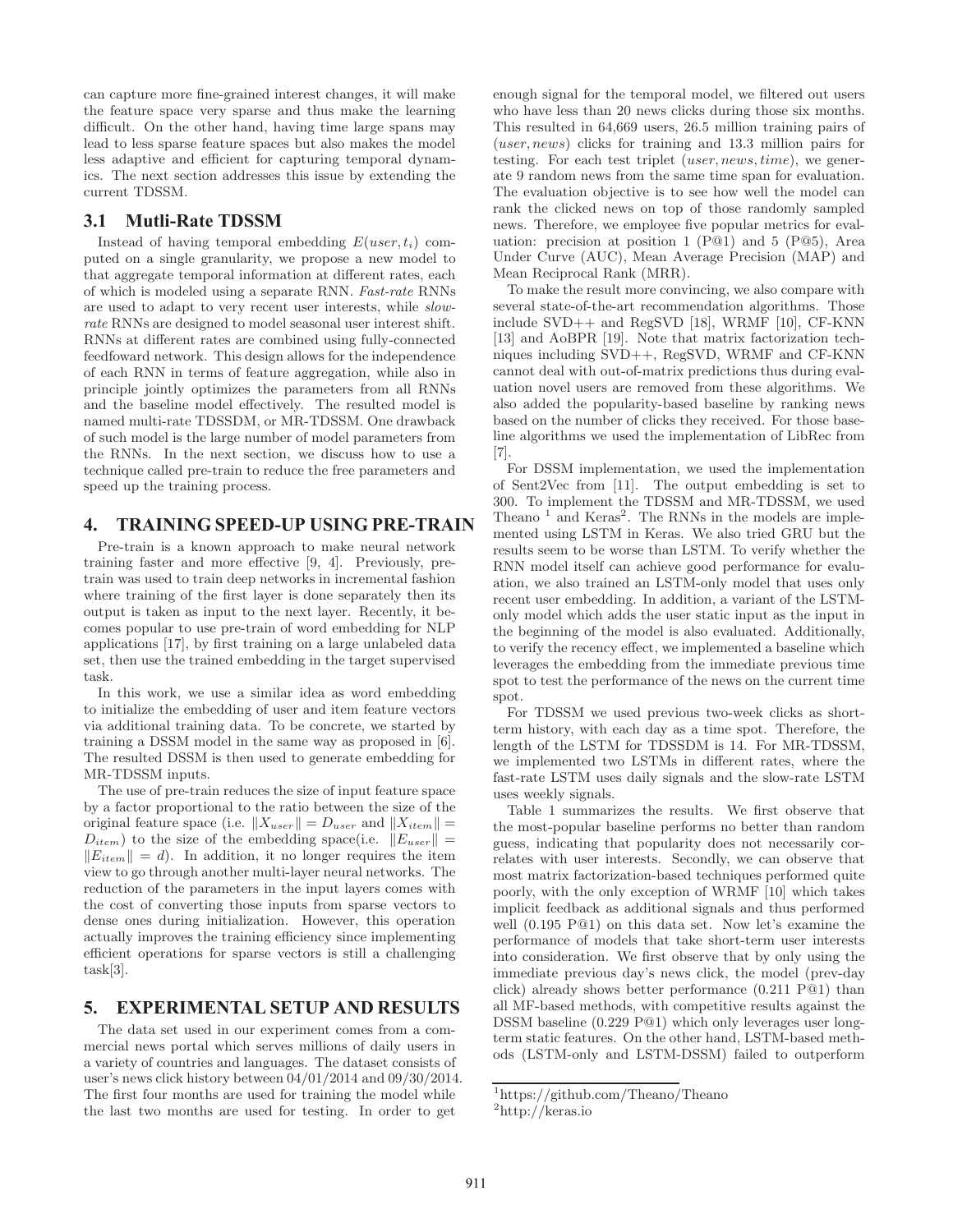can capture more fine-grained interest changes, it will make the feature space very sparse and thus make the learning difficult. On the other hand, having time large spans may lead to less sparse feature spaces but also makes the model less adaptive and efficient for capturing temporal dynamics. The next section addresses this issue by extending the current TDSSM.

### 3.1 Mutli-Rate TDSSM

Instead of having temporal embedding $E(user, t_i)$ computed on a single granularity, we propose a new model to that aggregate temporal information at different rates, each of which is modeled using a separate RNN. *Fast-rate* RNNs are used to adapt to very recent user interests, while *slow-rate* RNNs are designed to model seasonal user interest shift. RNNs at different rates are combined using fully-connected feedfoward network. This design allows for the independence of each RNN in terms of feature aggregation, while also in principle jointly optimizes the parameters from all RNNs and the baseline model effectively. The resulted model is named multi-rate TDSSDM, or MR-TDSSM. One drawback of such model is the large number of model parameters from the RNNs. In the next section, we discuss how to use a technique called pre-train to reduce the free parameters and speed up the training process.

## 4. TRAINING SPEED-UP USING PRE-TRAIN

Pre-train is a known approach to make neural network training faster and more effective [9, 4]. Previously, pre-train was used to train deep networks in incremental fashion where training of the first layer is done separately then its output is taken as input to the next layer. Recently, it becomes popular to use pre-train of word embedding for NLP applications [17], by first training on a large unlabeled data set, then use the trained embedding in the target supervised task.

In this work, we use a similar idea as word embedding to initialize the embedding of user and item feature vectors via additional training data. To be concrete, we started by training a DSSM model in the same way as proposed in [6]. The resulted DSSM is then used to generate embedding for MR-TDSSM inputs.

The use of pre-train reduces the size of input feature space by a factor proportional to the ratio between the size of the original feature space (i.e. $\|X_{user}\| = D_{user}$ and $\|X_{item}\| = D_{item}$) to the size of the embedding space(i.e. $\|E_{user}\| = \|E_{item}\| = d$). In addition, it no longer requires the item view to go through another multi-layer neural networks. The reduction of the parameters in the input layers comes with the cost of converting those inputs from sparse vectors to dense ones during initialization. However, this operation actually improves the training efficiency since implementing efficient operations for sparse vectors is still a challenging task[3].

## 5. EXPERIMENTAL SETUP AND RESULTS

The data set used in our experiment comes from a commercial news portal which serves millions of daily users in a variety of countries and languages. The dataset consists of user's news click history between 04/01/2014 and 09/30/2014. The first four months are used for training the model while the last two months are used for testing. In order to get enough signal for the temporal model, we filtered out users who have less than 20 news clicks during those six months. This resulted in 64,669 users, 26.5 million training pairs of ($user, news$) clicks for training and 13.3 million pairs for testing. For each test triplet ($user, news, time$), we generate 9 random news from the same time span for evaluation. The evaluation objective is to see how well the model can rank the clicked news on top of those randomly sampled news. Therefore, we employee five popular metrics for evaluation: precision at position 1 (P@1) and 5 (P@5), Area Under Curve (AUC), Mean Average Precision (MAP) and Mean Reciprocal Rank (MRR).

To make the result more convincing, we also compare with several state-of-the-art recommendation algorithms. Those include SVD++ and RegSVD [18], WRMF [10], CF-KNN [13] and AoBPR [19]. Note that matrix factorization techniques including SVD++, RegSVD, WRMF and CF-KNN cannot deal with out-of-matrix predictions thus during evaluation novel users are removed from these algorithms. We also added the popularity-based baseline by ranking news based on the number of clicks they received. For those baseline algorithms we used the implementation of LibRec from [7].

For DSSM implementation, we used the implementation of Sent2Vec from [11]. The output embedding is set to 300. To implement the TDSSM and MR-TDSSM, we used Theano [1] and Keras[2]. The RNNs in the models are implemented using LSTM in Keras. We also tried GRU but the results seem to be worse than LSTM. To verify whether the RNN model itself can achieve good performance for evaluation, we also trained an LSTM-only model that uses only recent user embedding. In addition, a variant of the LSTM-only model which adds the user static input as the input in the beginning of the model is also evaluated. Additionally, to verify the recency effect, we implemented a baseline which leverages the embedding from the immediate previous time spot to test the performance of the news on the current time spot.

For TDSSM we used previous two-week clicks as short-term history, with each day as a time spot. Therefore, the length of the LSTM for TDSSDM is 14. For MR-TDSSM, we implemented two LSTMs in different rates, where the fast-rate LSTM uses daily signals and the slow-rate LSTM uses weekly signals.

Table 1 summarizes the results. We first observe that the most-popular baseline performs no better than random guess, indicating that popularity does not necessarily correlates with user interests. Secondly, we can observe that most matrix factorization-based techniques performed quite poorly, with the only exception of WRMF [10] which takes implicit feedback as additional signals and thus performed well (0.195 P@1) on this data set. Now let's examine the performance of models that take short-term user interests into consideration. We first observe that by only using the immediate previous day's news click, the model (prev-day click) already shows better performance (0.211 P@1) than all MF-based methods, with competitive results against the DSSM baseline (0.229 P@1) which only leverages user long-term static features. On the other hand, LSTM-based methods (LSTM-only and LSTM-DSSM) failed to outperform

[1] https://github.com/Theano/Theano
[2] http://keras.io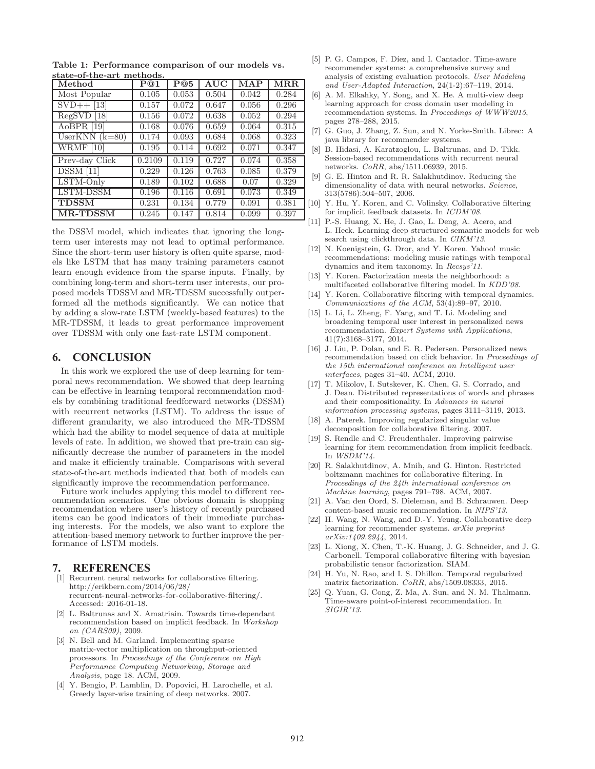**Table 1: Performance comparison of our models vs. state-of-the-art methods.**

| Method | P@1 | P@5 | AUC | MAP | MRR |
|---|---|---|---|---|---|
| Most Popular | 0.105 | 0.053 | 0.504 | 0.042 | 0.284 |
| SVD++ [13] | 0.157 | 0.072 | 0.647 | 0.056 | 0.296 |
| RegSVD [18] | 0.156 | 0.072 | 0.638 | 0.052 | 0.294 |
| AoBPR [19] | 0.168 | 0.076 | 0.659 | 0.064 | 0.315 |
| UserKNN (k=80) | 0.174 | 0.093 | 0.684 | 0.068 | 0.323 |
| WRMF [10] | 0.195 | 0.114 | 0.692 | 0.071 | 0.347 |
| Prev-day Click | 0.2109 | 0.119 | 0.727 | 0.074 | 0.358 |
| DSSM [11] | 0.229 | 0.126 | 0.763 | 0.085 | 0.379 |
| LSTM-Only | 0.189 | 0.102 | 0.688 | 0.07 | 0.329 |
| LSTM-DSSM | 0.196 | 0.116 | 0.691 | 0.073 | 0.349 |
| **TDSSM** | 0.231 | 0.134 | 0.779 | 0.091 | 0.381 |
| **MR-TDSSM** | 0.245 | 0.147 | 0.814 | 0.099 | 0.397 |

the DSSM model, which indicates that ignoring the long-term user interests may not lead to optimal performance. Since the short-term user history is often quite sparse, models like LSTM that has many training parameters cannot learn enough evidence from the sparse inputs. Finally, by combining long-term and short-term user interests, our proposed models TDSSM and MR-TDSSM successfully outperformed all the methods significantly. We can notice that by adding a slow-rate LSTM (weekly-based features) to the MR-TDSSM, it leads to great performance improvement over TDSSM with only one fast-rate LSTM component.

## 6. CONCLUSION

In this work we explored the use of deep learning for temporal news recommendation. We showed that deep learning can be effective in learning temporal recommendation models by combining traditional feedforward networks (DSSM) with recurrent networks (LSTM). To address the issue of different granularity, we also introduced the MR-TDSSM which had the ability to model sequence of data at multiple levels of rate. In addition, we showed that pre-train can significantly decrease the number of parameters in the model and make it efficiently trainable. Comparisons with several state-of-the-art methods indicated that both of models can significantly improve the recommendation performance.

Future work includes applying this model to different recommendation scenarios. One obvious domain is shopping recommendation where user's history of recently purchased items can be good indicators of their immediate purchasing interests. For the models, we also want to explore the attention-based memory network to further improve the performance of LSTM models.

## 7. REFERENCES

[1] Recurrent neural networks for collaborative filtering. http://erikbern.com/2014/06/28/recurrent-neural-networks-for-collaborative-filtering/. Accessed: 2016-01-18.

[2] L. Baltrunas and X. Amatriain. Towards time-dependant recommendation based on implicit feedback. In *Workshop on (CARS09)*, 2009.

[3] N. Bell and M. Garland. Implementing sparse matrix-vector multiplication on throughput-oriented processors. In *Proceedings of the Conference on High Performance Computing Networking, Storage and Analysis*, page 18. ACM, 2009.

[4] Y. Bengio, P. Lamblin, D. Popovici, H. Larochelle, et al. Greedy layer-wise training of deep networks. 2007.

[5] P. G. Campos, F. Díez, and I. Cantador. Time-aware recommender systems: a comprehensive survey and analysis of existing evaluation protocols. *User Modeling and User-Adapted Interaction*, 24(1-2):67–119, 2014.

[6] A. M. Elkahky, Y. Song, and X. He. A multi-view deep learning approach for cross domain user modeling in recommendation systems. In *Proceedings of WWW2015*, pages 278–288, 2015.

[7] G. Guo, J. Zhang, Z. Sun, and N. Yorke-Smith. Librec: A java library for recommender systems.

[8] B. Hidasi, A. Karatzoglou, L. Baltrunas, and D. Tikk. Session-based recommendations with recurrent neural networks. *CoRR*, abs/1511.06939, 2015.

[9] G. E. Hinton and R. R. Salakhutdinov. Reducing the dimensionality of data with neural networks. *Science*, 313(5786):504–507, 2006.

[10] Y. Hu, Y. Koren, and C. Volinsky. Collaborative filtering for implicit feedback datasets. In *ICDM'08*.

[11] P.-S. Huang, X. He, J. Gao, L. Deng, A. Acero, and L. Heck. Learning deep structured semantic models for web search using clickthrough data. In *CIKM'13*.

[12] N. Koenigstein, G. Dror, and Y. Koren. Yahoo! music recommendations: modeling music ratings with temporal dynamics and item taxonomy. In *Recsys'11*.

[13] Y. Koren. Factorization meets the neighborhood: a multifaceted collaborative filtering model. In *KDD'08*.

[14] Y. Koren. Collaborative filtering with temporal dynamics. *Communications of the ACM*, 53(4):89–97, 2010.

[15] L. Li, L. Zheng, F. Yang, and T. Li. Modeling and broadening temporal user interest in personalized news recommendation. *Expert Systems with Applications*, 41(7):3168–3177, 2014.

[16] J. Liu, P. Dolan, and E. R. Pedersen. Personalized news recommendation based on click behavior. In *Proceedings of the 15th international conference on Intelligent user interfaces*, pages 31–40. ACM, 2010.

[17] T. Mikolov, I. Sutskever, K. Chen, G. S. Corrado, and J. Dean. Distributed representations of words and phrases and their compositionality. In *Advances in neural information processing systems*, pages 3111–3119, 2013.

[18] A. Paterek. Improving regularized singular value decomposition for collaborative filtering. 2007.

[19] S. Rendle and C. Freudenthaler. Improving pairwise learning for item recommendation from implicit feedback. In *WSDM'14*.

[20] R. Salakhutdinov, A. Mnih, and G. Hinton. Restricted boltzmann machines for collaborative filtering. In *Proceedings of the 24th international conference on Machine learning*, pages 791–798. ACM, 2007.

[21] A. Van den Oord, S. Dieleman, and B. Schrauwen. Deep content-based music recommendation. In *NIPS'13*.

[22] H. Wang, N. Wang, and D.-Y. Yeung. Collaborative deep learning for recommender systems. *arXiv preprint arXiv:1409.2944*, 2014.

[23] L. Xiong, X. Chen, T.-K. Huang, J. G. Schneider, and J. G. Carbonell. Temporal collaborative filtering with bayesian probabilistic tensor factorization. SIAM.

[24] H. Yu, N. Rao, and I. S. Dhillon. Temporal regularized matrix factorization. *CoRR*, abs/1509.08333, 2015.

[25] Q. Yuan, G. Cong, Z. Ma, A. Sun, and N. M. Thalmann. Time-aware point-of-interest recommendation. In *SIGIR'13*.